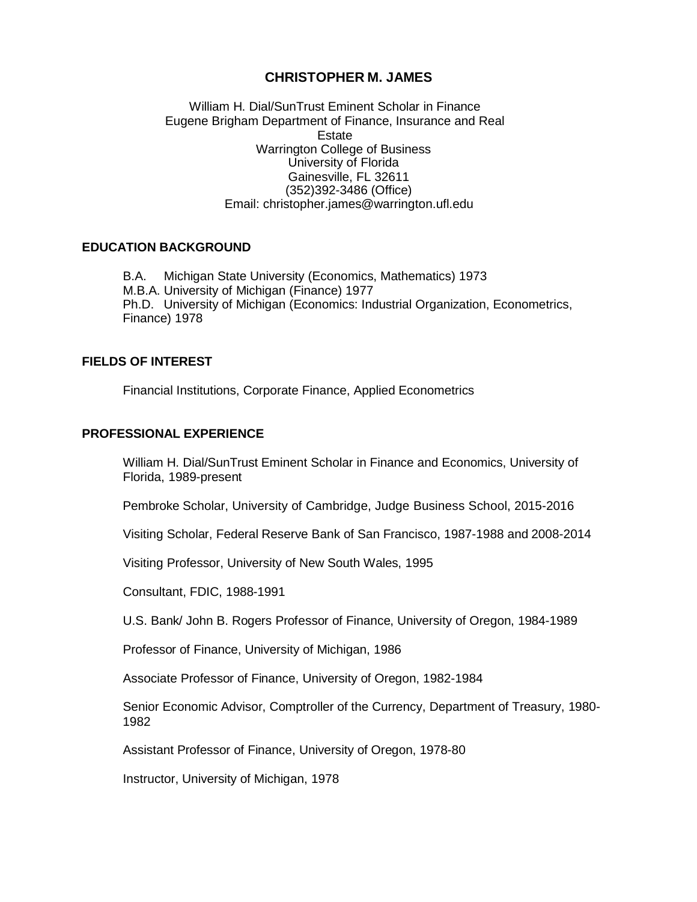# CHRISTOPHER M. JAMES

William H. Dial/SunTrust Eminent Scholar in Finance
Eugene Brigham Department of Finance, Insurance and Real Estate
Warrington College of Business
University of Florida
Gainesville, FL 32611
(352)392-3486 (Office)
Email: christopher.james@warrington.ufl.edu

## EDUCATION BACKGROUND

B.A. Michigan State University (Economics, Mathematics) 1973
M.B.A. University of Michigan (Finance) 1977
Ph.D. University of Michigan (Economics: Industrial Organization, Econometrics, Finance) 1978

## FIELDS OF INTEREST

Financial Institutions, Corporate Finance, Applied Econometrics

## PROFESSIONAL EXPERIENCE

William H. Dial/SunTrust Eminent Scholar in Finance and Economics, University of Florida, 1989-present

Pembroke Scholar, University of Cambridge, Judge Business School, 2015-2016

Visiting Scholar, Federal Reserve Bank of San Francisco, 1987-1988 and 2008-2014

Visiting Professor, University of New South Wales, 1995

Consultant, FDIC, 1988-1991

U.S. Bank/ John B. Rogers Professor of Finance, University of Oregon, 1984-1989

Professor of Finance, University of Michigan, 1986

Associate Professor of Finance, University of Oregon, 1982-1984

Senior Economic Advisor, Comptroller of the Currency, Department of Treasury, 1980-1982

Assistant Professor of Finance, University of Oregon, 1978-80

Instructor, University of Michigan, 1978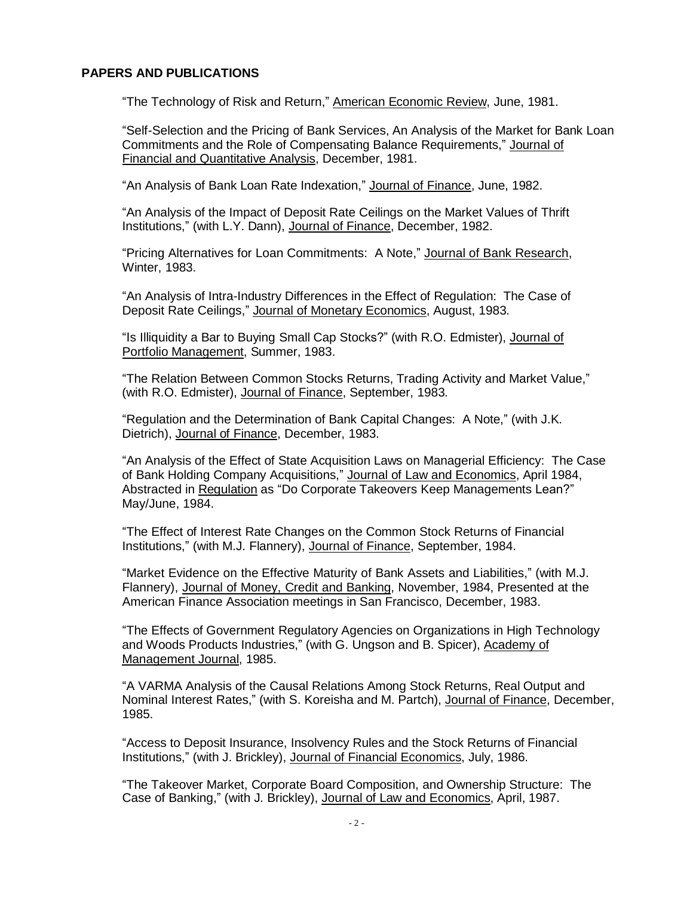## PAPERS AND PUBLICATIONS

"The Technology of Risk and Return," American Economic Review, June, 1981.

"Self-Selection and the Pricing of Bank Services, An Analysis of the Market for Bank Loan Commitments and the Role of Compensating Balance Requirements," Journal of Financial and Quantitative Analysis, December, 1981.

"An Analysis of Bank Loan Rate Indexation," Journal of Finance, June, 1982.

"An Analysis of the Impact of Deposit Rate Ceilings on the Market Values of Thrift Institutions," (with L.Y. Dann), Journal of Finance, December, 1982.

"Pricing Alternatives for Loan Commitments: A Note," Journal of Bank Research, Winter, 1983.

"An Analysis of Intra-Industry Differences in the Effect of Regulation: The Case of Deposit Rate Ceilings," Journal of Monetary Economics, August, 1983.

"Is Illiquidity a Bar to Buying Small Cap Stocks?" (with R.O. Edmister), Journal of Portfolio Management, Summer, 1983.

"The Relation Between Common Stocks Returns, Trading Activity and Market Value," (with R.O. Edmister), Journal of Finance, September, 1983.

"Regulation and the Determination of Bank Capital Changes: A Note," (with J.K. Dietrich), Journal of Finance, December, 1983.

"An Analysis of the Effect of State Acquisition Laws on Managerial Efficiency: The Case of Bank Holding Company Acquisitions," Journal of Law and Economics, April 1984, Abstracted in Regulation as "Do Corporate Takeovers Keep Managements Lean?" May/June, 1984.

"The Effect of Interest Rate Changes on the Common Stock Returns of Financial Institutions," (with M.J. Flannery), Journal of Finance, September, 1984.

"Market Evidence on the Effective Maturity of Bank Assets and Liabilities," (with M.J. Flannery), Journal of Money, Credit and Banking, November, 1984, Presented at the American Finance Association meetings in San Francisco, December, 1983.

"The Effects of Government Regulatory Agencies on Organizations in High Technology and Woods Products Industries," (with G. Ungson and B. Spicer), Academy of Management Journal, 1985.

"A VARMA Analysis of the Causal Relations Among Stock Returns, Real Output and Nominal Interest Rates," (with S. Koreisha and M. Partch), Journal of Finance, December, 1985.

"Access to Deposit Insurance, Insolvency Rules and the Stock Returns of Financial Institutions," (with J. Brickley), Journal of Financial Economics, July, 1986.

"The Takeover Market, Corporate Board Composition, and Ownership Structure: The Case of Banking," (with J. Brickley), Journal of Law and Economics, April, 1987.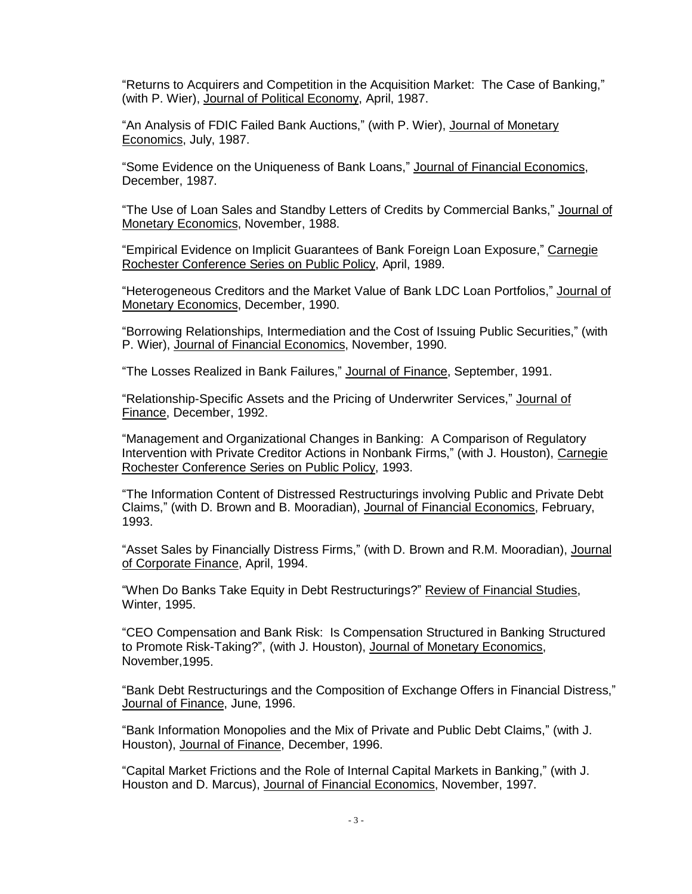"Returns to Acquirers and Competition in the Acquisition Market: The Case of Banking," (with P. Wier), Journal of Political Economy, April, 1987.

"An Analysis of FDIC Failed Bank Auctions," (with P. Wier), Journal of Monetary Economics, July, 1987.

"Some Evidence on the Uniqueness of Bank Loans," Journal of Financial Economics, December, 1987.

"The Use of Loan Sales and Standby Letters of Credits by Commercial Banks," Journal of Monetary Economics, November, 1988.

"Empirical Evidence on Implicit Guarantees of Bank Foreign Loan Exposure," Carnegie Rochester Conference Series on Public Policy, April, 1989.

"Heterogeneous Creditors and the Market Value of Bank LDC Loan Portfolios," Journal of Monetary Economics, December, 1990.

"Borrowing Relationships, Intermediation and the Cost of Issuing Public Securities," (with P. Wier), Journal of Financial Economics, November, 1990.

"The Losses Realized in Bank Failures," Journal of Finance, September, 1991.

"Relationship-Specific Assets and the Pricing of Underwriter Services," Journal of Finance, December, 1992.

"Management and Organizational Changes in Banking: A Comparison of Regulatory Intervention with Private Creditor Actions in Nonbank Firms," (with J. Houston), Carnegie Rochester Conference Series on Public Policy, 1993.

"The Information Content of Distressed Restructurings involving Public and Private Debt Claims," (with D. Brown and B. Mooradian), Journal of Financial Economics, February, 1993.

"Asset Sales by Financially Distress Firms," (with D. Brown and R.M. Mooradian), Journal of Corporate Finance, April, 1994.

"When Do Banks Take Equity in Debt Restructurings?" Review of Financial Studies, Winter, 1995.

"CEO Compensation and Bank Risk: Is Compensation Structured in Banking Structured to Promote Risk-Taking?", (with J. Houston), Journal of Monetary Economics, November,1995.

"Bank Debt Restructurings and the Composition of Exchange Offers in Financial Distress," Journal of Finance, June, 1996.

"Bank Information Monopolies and the Mix of Private and Public Debt Claims," (with J. Houston), Journal of Finance, December, 1996.

"Capital Market Frictions and the Role of Internal Capital Markets in Banking," (with J. Houston and D. Marcus), Journal of Financial Economics, November, 1997.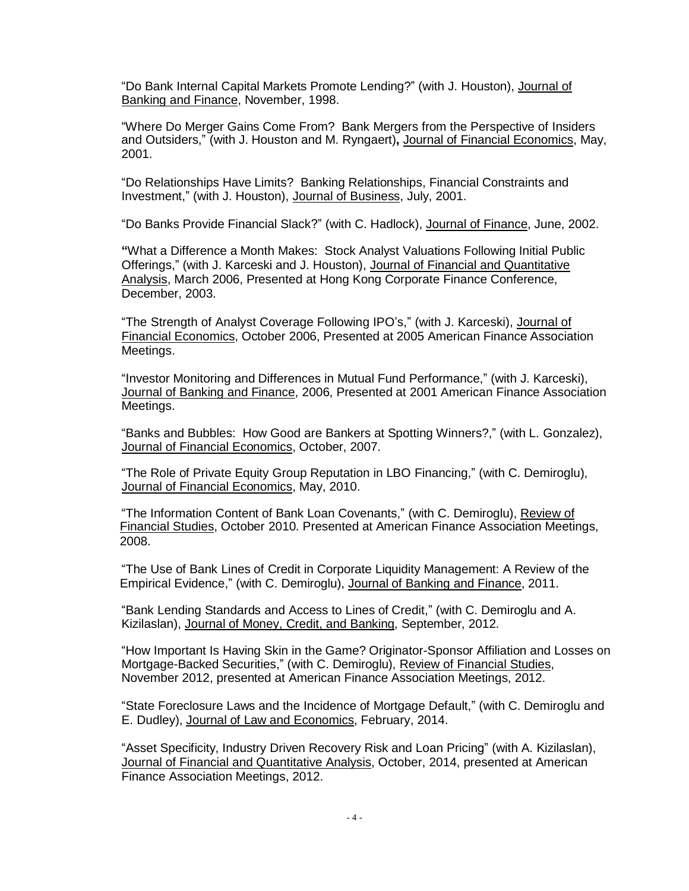"Do Bank Internal Capital Markets Promote Lending?" (with J. Houston), Journal of Banking and Finance, November, 1998.

"Where Do Merger Gains Come From? Bank Mergers from the Perspective of Insiders and Outsiders," (with J. Houston and M. Ryngaert), Journal of Financial Economics, May, 2001.

"Do Relationships Have Limits? Banking Relationships, Financial Constraints and Investment," (with J. Houston), Journal of Business, July, 2001.

"Do Banks Provide Financial Slack?" (with C. Hadlock), Journal of Finance, June, 2002.

"What a Difference a Month Makes: Stock Analyst Valuations Following Initial Public Offerings," (with J. Karceski and J. Houston), Journal of Financial and Quantitative Analysis, March 2006, Presented at Hong Kong Corporate Finance Conference, December, 2003.

"The Strength of Analyst Coverage Following IPO's," (with J. Karceski), Journal of Financial Economics, October 2006, Presented at 2005 American Finance Association Meetings.

"Investor Monitoring and Differences in Mutual Fund Performance," (with J. Karceski), Journal of Banking and Finance, 2006, Presented at 2001 American Finance Association Meetings.

"Banks and Bubbles: How Good are Bankers at Spotting Winners?," (with L. Gonzalez), Journal of Financial Economics, October, 2007.

"The Role of Private Equity Group Reputation in LBO Financing," (with C. Demiroglu), Journal of Financial Economics, May, 2010.

"The Information Content of Bank Loan Covenants," (with C. Demiroglu), Review of Financial Studies, October 2010. Presented at American Finance Association Meetings, 2008.

"The Use of Bank Lines of Credit in Corporate Liquidity Management: A Review of the Empirical Evidence," (with C. Demiroglu), Journal of Banking and Finance, 2011.

"Bank Lending Standards and Access to Lines of Credit," (with C. Demiroglu and A. Kizilaslan), Journal of Money, Credit, and Banking, September, 2012.

"How Important Is Having Skin in the Game? Originator-Sponsor Affiliation and Losses on Mortgage-Backed Securities," (with C. Demiroglu), Review of Financial Studies, November 2012, presented at American Finance Association Meetings, 2012.

"State Foreclosure Laws and the Incidence of Mortgage Default," (with C. Demiroglu and E. Dudley), Journal of Law and Economics, February, 2014.

"Asset Specificity, Industry Driven Recovery Risk and Loan Pricing" (with A. Kizilaslan), Journal of Financial and Quantitative Analysis, October, 2014, presented at American Finance Association Meetings, 2012.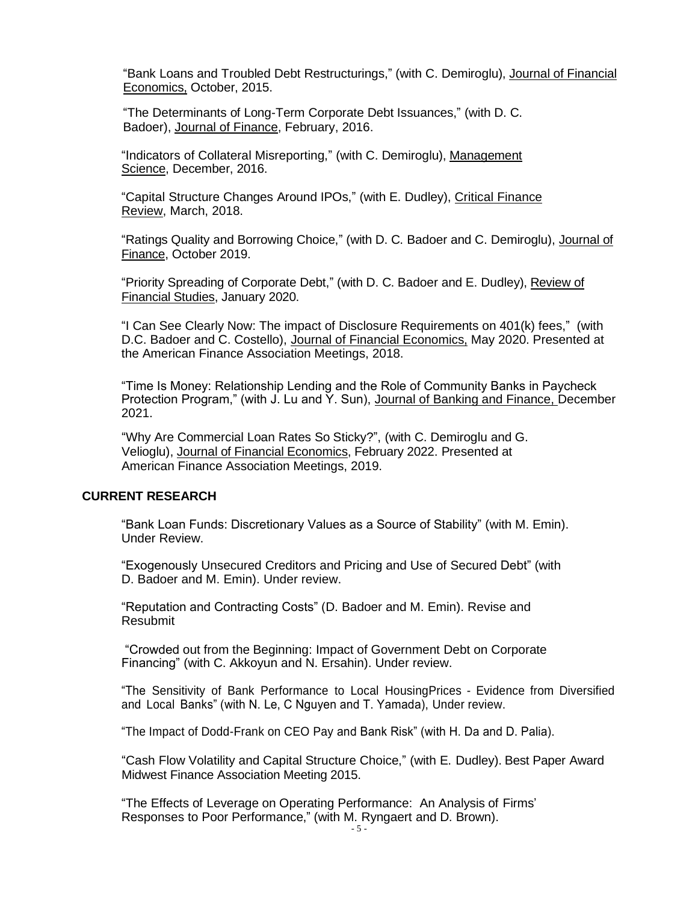"Bank Loans and Troubled Debt Restructurings," (with C. Demiroglu), Journal of Financial Economics, October, 2015.

"The Determinants of Long-Term Corporate Debt Issuances," (with D. C. Badoer), Journal of Finance, February, 2016.

"Indicators of Collateral Misreporting," (with C. Demiroglu), Management Science, December, 2016.

"Capital Structure Changes Around IPOs," (with E. Dudley), Critical Finance Review, March, 2018.

"Ratings Quality and Borrowing Choice," (with D. C. Badoer and C. Demiroglu), Journal of Finance, October 2019.

"Priority Spreading of Corporate Debt," (with D. C. Badoer and E. Dudley), Review of Financial Studies, January 2020.

"I Can See Clearly Now: The impact of Disclosure Requirements on 401(k) fees," (with D.C. Badoer and C. Costello), Journal of Financial Economics, May 2020. Presented at the American Finance Association Meetings, 2018.

"Time Is Money: Relationship Lending and the Role of Community Banks in Paycheck Protection Program," (with J. Lu and Y. Sun), Journal of Banking and Finance, December 2021.

"Why Are Commercial Loan Rates So Sticky?", (with C. Demiroglu and G. Velioglu), Journal of Financial Economics, February 2022. Presented at American Finance Association Meetings, 2019.

## CURRENT RESEARCH

"Bank Loan Funds: Discretionary Values as a Source of Stability" (with M. Emin). Under Review.

"Exogenously Unsecured Creditors and Pricing and Use of Secured Debt" (with D. Badoer and M. Emin). Under review.

"Reputation and Contracting Costs" (D. Badoer and M. Emin). Revise and Resubmit

"Crowded out from the Beginning: Impact of Government Debt on Corporate Financing" (with C. Akkoyun and N. Ersahin). Under review.

"The Sensitivity of Bank Performance to Local HousingPrices - Evidence from Diversified and Local Banks" (with N. Le, C Nguyen and T. Yamada), Under review.

"The Impact of Dodd-Frank on CEO Pay and Bank Risk" (with H. Da and D. Palia).

"Cash Flow Volatility and Capital Structure Choice," (with E. Dudley). Best Paper Award Midwest Finance Association Meeting 2015.

"The Effects of Leverage on Operating Performance: An Analysis of Firms' Responses to Poor Performance," (with M. Ryngaert and D. Brown).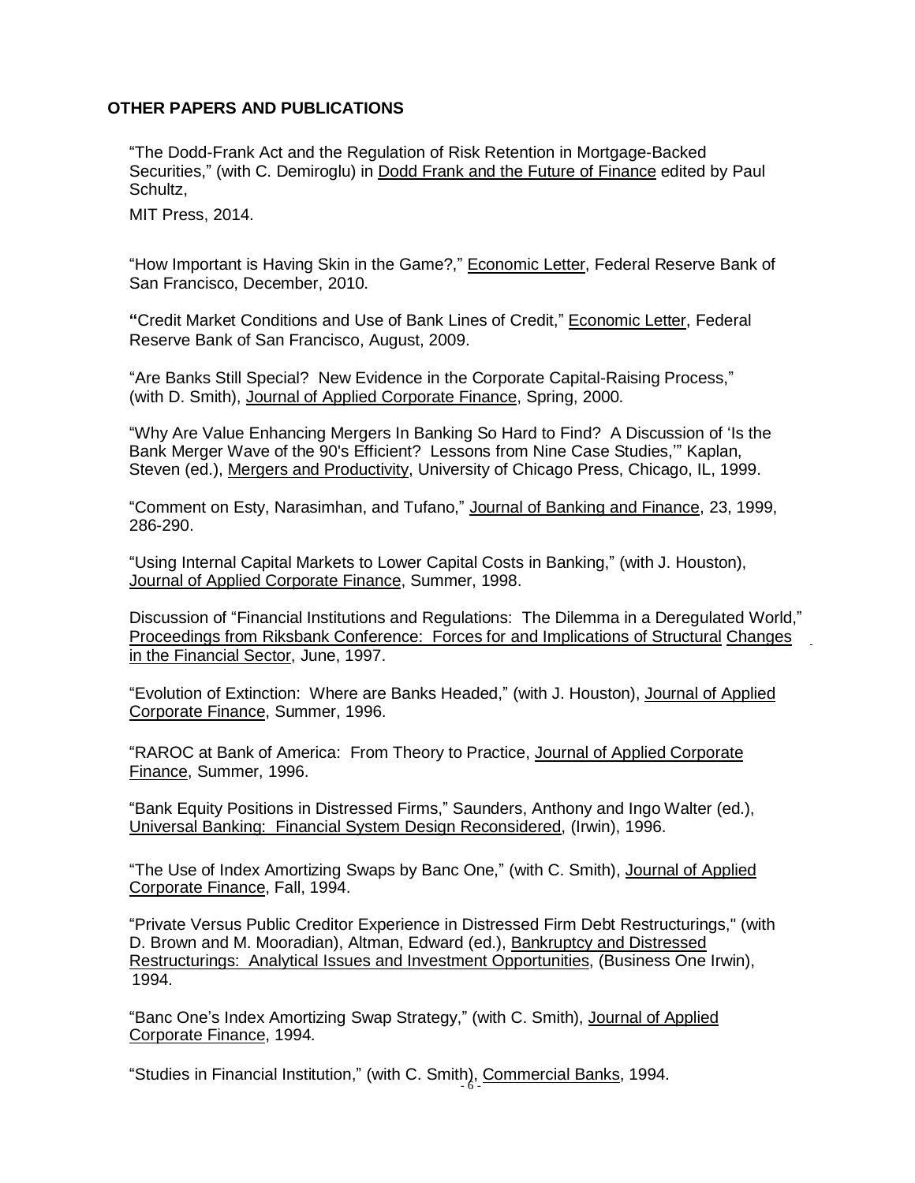## OTHER PAPERS AND PUBLICATIONS

"The Dodd-Frank Act and the Regulation of Risk Retention in Mortgage-Backed Securities," (with C. Demiroglu) in Dodd Frank and the Future of Finance edited by Paul Schultz,

MIT Press, 2014.

"How Important is Having Skin in the Game?," Economic Letter, Federal Reserve Bank of San Francisco, December, 2010.

"Credit Market Conditions and Use of Bank Lines of Credit," Economic Letter, Federal Reserve Bank of San Francisco, August, 2009.

"Are Banks Still Special? New Evidence in the Corporate Capital-Raising Process," (with D. Smith), Journal of Applied Corporate Finance, Spring, 2000.

"Why Are Value Enhancing Mergers In Banking So Hard to Find? A Discussion of 'Is the Bank Merger Wave of the 90's Efficient? Lessons from Nine Case Studies,'" Kaplan, Steven (ed.), Mergers and Productivity, University of Chicago Press, Chicago, IL, 1999.

"Comment on Esty, Narasimhan, and Tufano," Journal of Banking and Finance, 23, 1999, 286-290.

"Using Internal Capital Markets to Lower Capital Costs in Banking," (with J. Houston), Journal of Applied Corporate Finance, Summer, 1998.

Discussion of "Financial Institutions and Regulations: The Dilemma in a Deregulated World," Proceedings from Riksbank Conference: Forces for and Implications of Structural Changes in the Financial Sector, June, 1997.

"Evolution of Extinction: Where are Banks Headed," (with J. Houston), Journal of Applied Corporate Finance, Summer, 1996.

"RAROC at Bank of America: From Theory to Practice, Journal of Applied Corporate Finance, Summer, 1996.

"Bank Equity Positions in Distressed Firms," Saunders, Anthony and Ingo Walter (ed.), Universal Banking: Financial System Design Reconsidered, (Irwin), 1996.

"The Use of Index Amortizing Swaps by Banc One," (with C. Smith), Journal of Applied Corporate Finance, Fall, 1994.

"Private Versus Public Creditor Experience in Distressed Firm Debt Restructurings," (with D. Brown and M. Mooradian), Altman, Edward (ed.), Bankruptcy and Distressed Restructurings: Analytical Issues and Investment Opportunities, (Business One Irwin), 1994.

"Banc One's Index Amortizing Swap Strategy," (with C. Smith), Journal of Applied Corporate Finance, 1994.

"Studies in Financial Institution," (with C. Smith), Commercial Banks, 1994.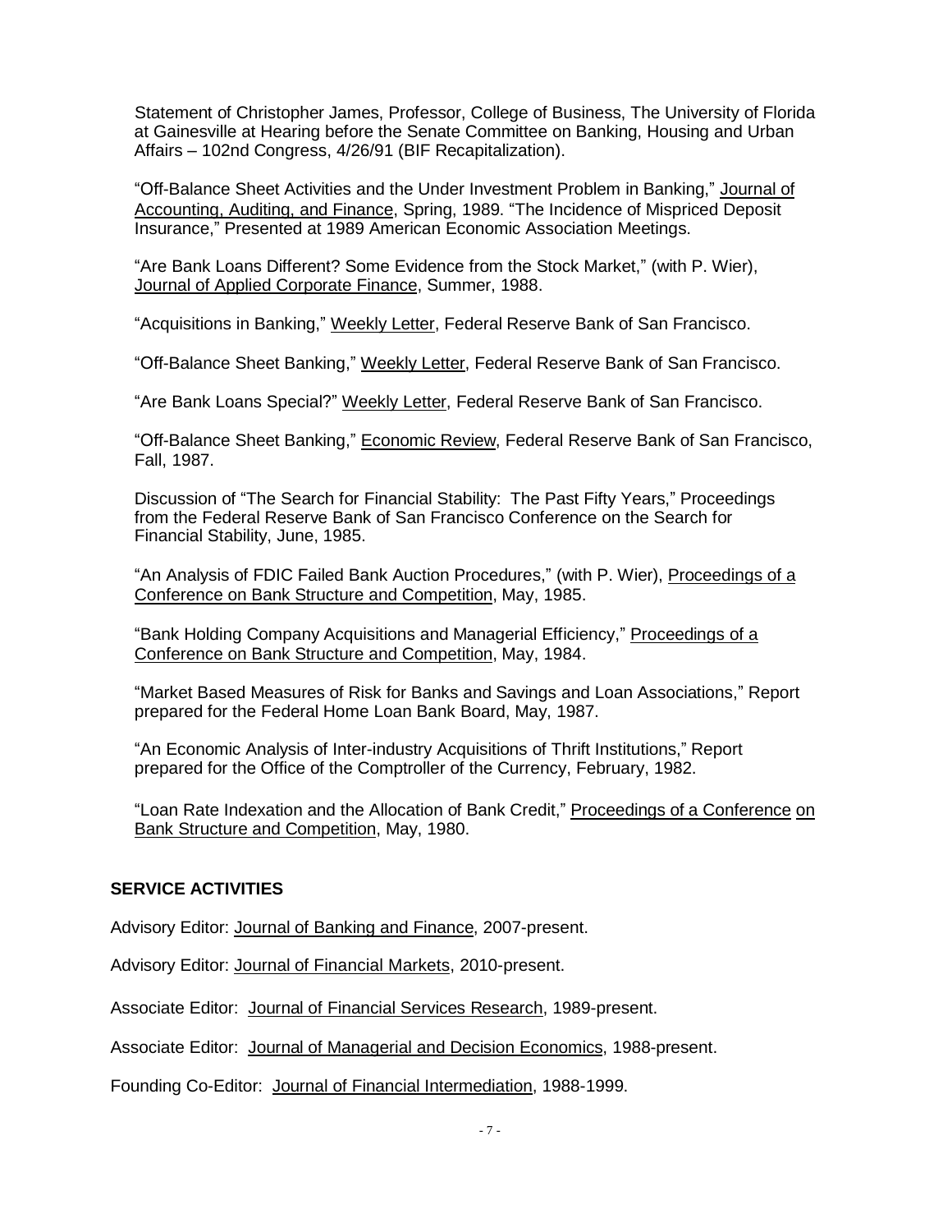Statement of Christopher James, Professor, College of Business, The University of Florida at Gainesville at Hearing before the Senate Committee on Banking, Housing and Urban Affairs – 102nd Congress, 4/26/91 (BIF Recapitalization).

"Off-Balance Sheet Activities and the Under Investment Problem in Banking," Journal of Accounting, Auditing, and Finance, Spring, 1989. "The Incidence of Mispriced Deposit Insurance," Presented at 1989 American Economic Association Meetings.

"Are Bank Loans Different? Some Evidence from the Stock Market," (with P. Wier), Journal of Applied Corporate Finance, Summer, 1988.

"Acquisitions in Banking," Weekly Letter, Federal Reserve Bank of San Francisco.

"Off-Balance Sheet Banking," Weekly Letter, Federal Reserve Bank of San Francisco.

"Are Bank Loans Special?" Weekly Letter, Federal Reserve Bank of San Francisco.

"Off-Balance Sheet Banking," Economic Review, Federal Reserve Bank of San Francisco, Fall, 1987.

Discussion of "The Search for Financial Stability: The Past Fifty Years," Proceedings from the Federal Reserve Bank of San Francisco Conference on the Search for Financial Stability, June, 1985.

"An Analysis of FDIC Failed Bank Auction Procedures," (with P. Wier), Proceedings of a Conference on Bank Structure and Competition, May, 1985.

"Bank Holding Company Acquisitions and Managerial Efficiency," Proceedings of a Conference on Bank Structure and Competition, May, 1984.

"Market Based Measures of Risk for Banks and Savings and Loan Associations," Report prepared for the Federal Home Loan Bank Board, May, 1987.

"An Economic Analysis of Inter-industry Acquisitions of Thrift Institutions," Report prepared for the Office of the Comptroller of the Currency, February, 1982.

"Loan Rate Indexation and the Allocation of Bank Credit," Proceedings of a Conference on Bank Structure and Competition, May, 1980.

## SERVICE ACTIVITIES

Advisory Editor: Journal of Banking and Finance, 2007-present.

Advisory Editor: Journal of Financial Markets, 2010-present.

Associate Editor: Journal of Financial Services Research, 1989-present.

Associate Editor: Journal of Managerial and Decision Economics, 1988-present.

Founding Co-Editor: Journal of Financial Intermediation, 1988-1999.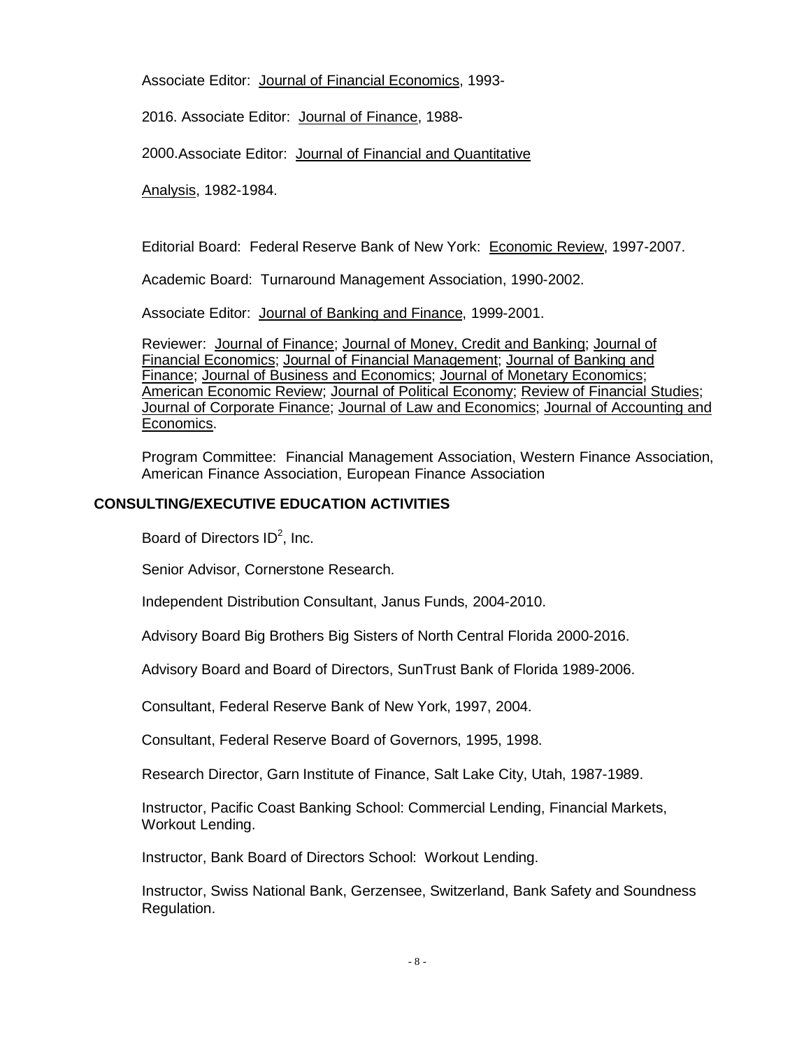Associate Editor: Journal of Financial Economics, 1993-

2016. Associate Editor: Journal of Finance, 1988-

2000.Associate Editor: Journal of Financial and Quantitative

Analysis, 1982-1984.

Editorial Board: Federal Reserve Bank of New York: Economic Review, 1997-2007.

Academic Board: Turnaround Management Association, 1990-2002.

Associate Editor: Journal of Banking and Finance, 1999-2001.

Reviewer: Journal of Finance; Journal of Money, Credit and Banking; Journal of Financial Economics; Journal of Financial Management; Journal of Banking and Finance; Journal of Business and Economics; Journal of Monetary Economics; American Economic Review; Journal of Political Economy; Review of Financial Studies; Journal of Corporate Finance; Journal of Law and Economics; Journal of Accounting and Economics.

Program Committee: Financial Management Association, Western Finance Association, American Finance Association, European Finance Association

## CONSULTING/EXECUTIVE EDUCATION ACTIVITIES

Board of Directors $ID^2$, Inc.

Senior Advisor, Cornerstone Research.

Independent Distribution Consultant, Janus Funds, 2004-2010.

Advisory Board Big Brothers Big Sisters of North Central Florida 2000-2016.

Advisory Board and Board of Directors, SunTrust Bank of Florida 1989-2006.

Consultant, Federal Reserve Bank of New York, 1997, 2004.

Consultant, Federal Reserve Board of Governors, 1995, 1998.

Research Director, Garn Institute of Finance, Salt Lake City, Utah, 1987-1989.

Instructor, Pacific Coast Banking School: Commercial Lending, Financial Markets, Workout Lending.

Instructor, Bank Board of Directors School: Workout Lending.

Instructor, Swiss National Bank, Gerzensee, Switzerland, Bank Safety and Soundness Regulation.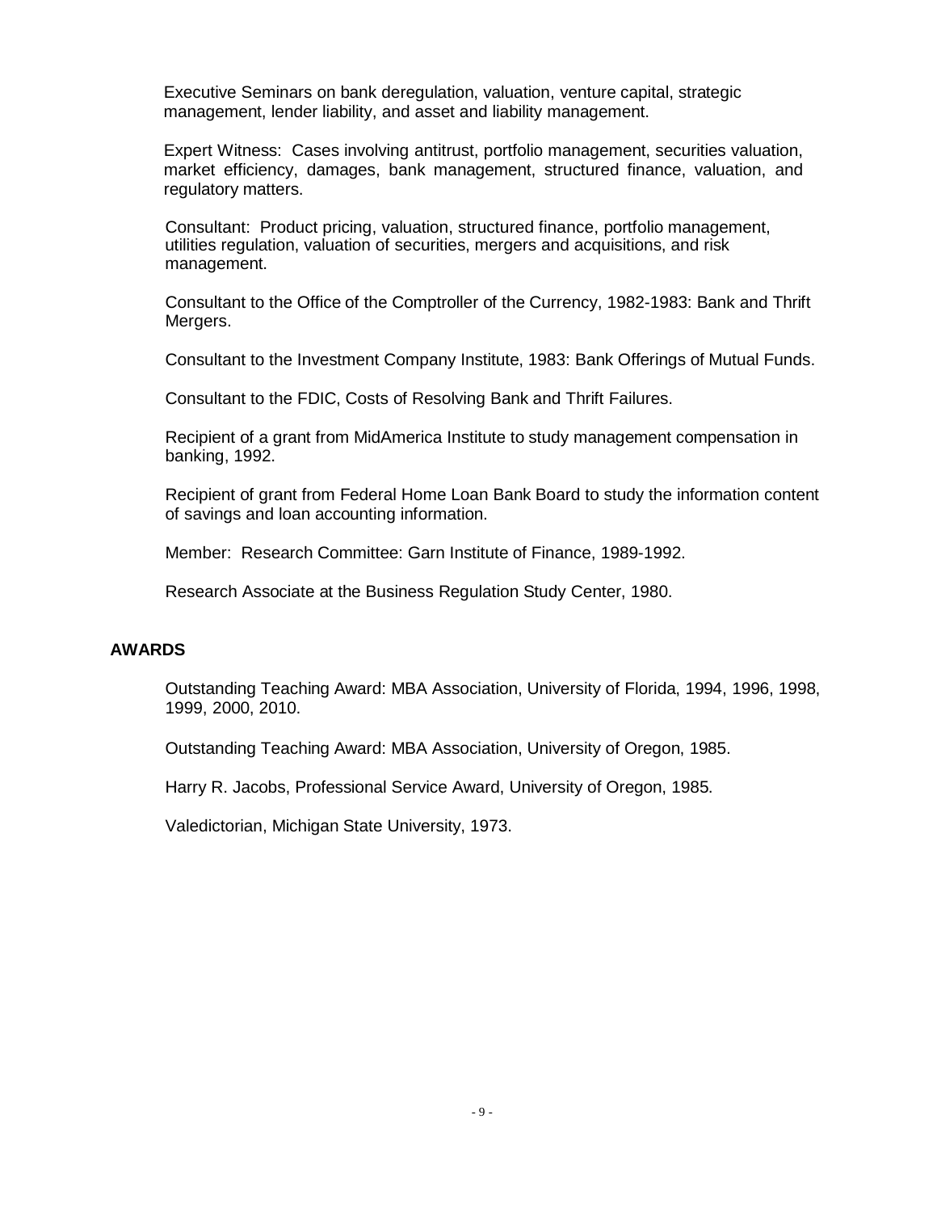Executive Seminars on bank deregulation, valuation, venture capital, strategic management, lender liability, and asset and liability management.

Expert Witness: Cases involving antitrust, portfolio management, securities valuation, market efficiency, damages, bank management, structured finance, valuation, and regulatory matters.

Consultant: Product pricing, valuation, structured finance, portfolio management, utilities regulation, valuation of securities, mergers and acquisitions, and risk management.

Consultant to the Office of the Comptroller of the Currency, 1982-1983: Bank and Thrift Mergers.

Consultant to the Investment Company Institute, 1983: Bank Offerings of Mutual Funds.

Consultant to the FDIC, Costs of Resolving Bank and Thrift Failures.

Recipient of a grant from MidAmerica Institute to study management compensation in banking, 1992.

Recipient of grant from Federal Home Loan Bank Board to study the information content of savings and loan accounting information.

Member: Research Committee: Garn Institute of Finance, 1989-1992.

Research Associate at the Business Regulation Study Center, 1980.

## AWARDS

Outstanding Teaching Award: MBA Association, University of Florida, 1994, 1996, 1998, 1999, 2000, 2010.

Outstanding Teaching Award: MBA Association, University of Oregon, 1985.

Harry R. Jacobs, Professional Service Award, University of Oregon, 1985.

Valedictorian, Michigan State University, 1973.